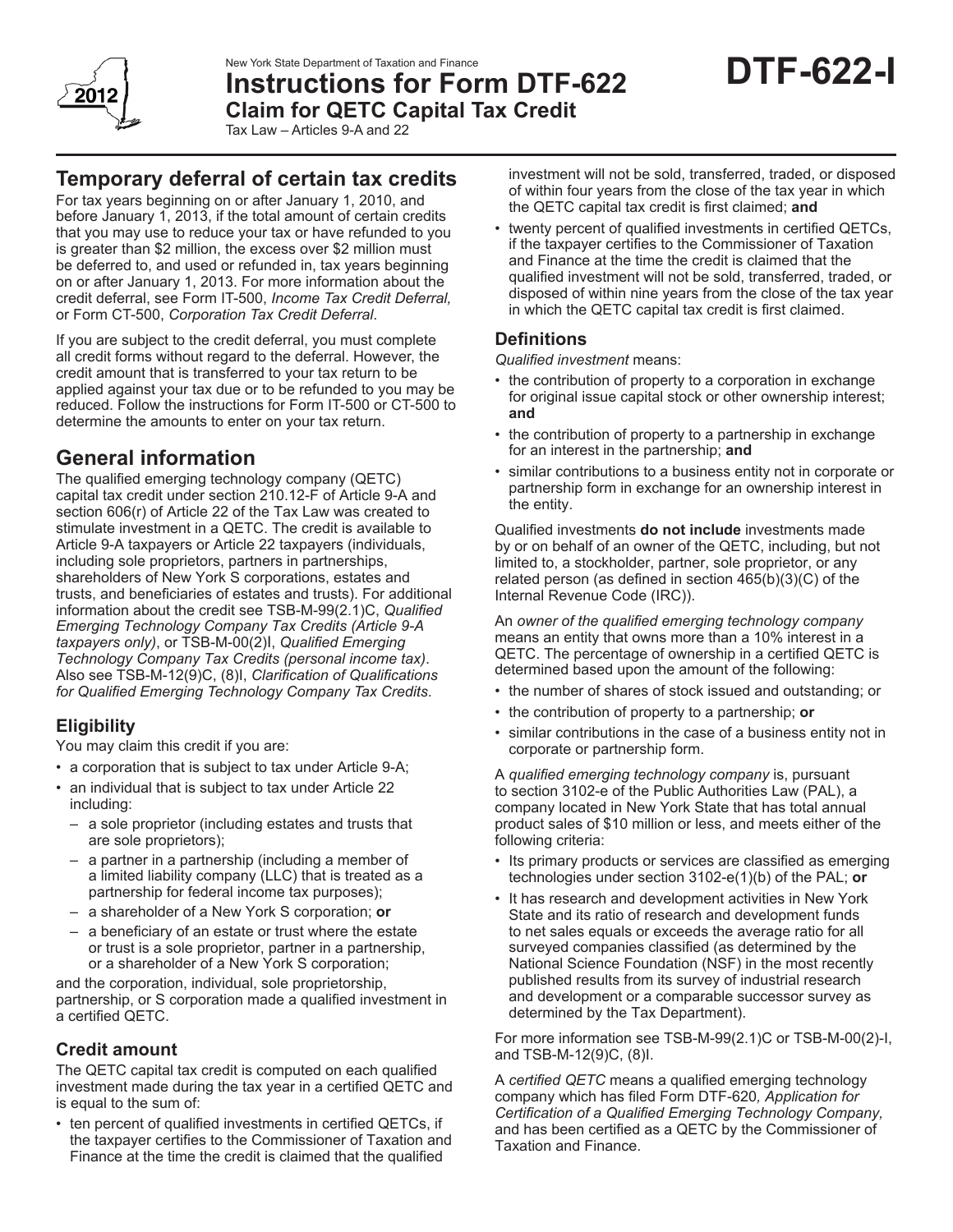New York State Department of Taxation and Finance

# Instructions for Form DTF-622

## Claim for QETC Capital Tax Credit

Tax Law – Articles 9-A and 22

**DTF-622-I**

2012

## Temporary deferral of certain tax credits

For tax years beginning on or after January 1, 2010, and before January 1, 2013, if the total amount of certain credits that you may use to reduce your tax or have refunded to you is greater than $2 million, the excess over $2 million must be deferred to, and used or refunded in, tax years beginning on or after January 1, 2013. For more information about the credit deferral, see Form IT-500, *Income Tax Credit Deferral,* or Form CT-500, *Corporation Tax Credit Deferral*.

If you are subject to the credit deferral, you must complete all credit forms without regard to the deferral. However, the credit amount that is transferred to your tax return to be applied against your tax due or to be refunded to you may be reduced. Follow the instructions for Form IT-500 or CT-500 to determine the amounts to enter on your tax return.

## General information

The qualified emerging technology company (QETC) capital tax credit under section 210.12-F of Article 9-A and section 606(r) of Article 22 of the Tax Law was created to stimulate investment in a QETC. The credit is available to Article 9-A taxpayers or Article 22 taxpayers (individuals, including sole proprietors, partners in partnerships, shareholders of New York S corporations, estates and trusts, and beneficiaries of estates and trusts). For additional information about the credit see TSB-M-99(2.1)C, *Qualified Emerging Technology Company Tax Credits (Article 9-A taxpayers only)*, or TSB-M-00(2)I, *Qualified Emerging Technology Company Tax Credits (personal income tax)*. Also see TSB-M-12(9)C, (8)I, *Clarification of Qualifications for Qualified Emerging Technology Company Tax Credits*.

### Eligibility

You may claim this credit if you are:

- a corporation that is subject to tax under Article 9-A;
- an individual that is subject to tax under Article 22 including:
  - a sole proprietor (including estates and trusts that are sole proprietors);
  - a partner in a partnership (including a member of a limited liability company (LLC) that is treated as a partnership for federal income tax purposes);
  - a shareholder of a New York S corporation; **or**
  - a beneficiary of an estate or trust where the estate or trust is a sole proprietor, partner in a partnership, or a shareholder of a New York S corporation;

and the corporation, individual, sole proprietorship, partnership, or S corporation made a qualified investment in a certified QETC.

### Credit amount

The QETC capital tax credit is computed on each qualified investment made during the tax year in a certified QETC and is equal to the sum of:

- ten percent of qualified investments in certified QETCs, if the taxpayer certifies to the Commissioner of Taxation and Finance at the time the credit is claimed that the qualified investment will not be sold, transferred, traded, or disposed of within four years from the close of the tax year in which the QETC capital tax credit is first claimed; **and**
- twenty percent of qualified investments in certified QETCs, if the taxpayer certifies to the Commissioner of Taxation and Finance at the time the credit is claimed that the qualified investment will not be sold, transferred, traded, or disposed of within nine years from the close of the tax year in which the QETC capital tax credit is first claimed.

### Definitions

*Qualified investment* means:

- the contribution of property to a corporation in exchange for original issue capital stock or other ownership interest; **and**
- the contribution of property to a partnership in exchange for an interest in the partnership; **and**
- similar contributions to a business entity not in corporate or partnership form in exchange for an ownership interest in the entity.

Qualified investments **do not include** investments made by or on behalf of an owner of the QETC, including, but not limited to, a stockholder, partner, sole proprietor, or any related person (as defined in section 465(b)(3)(C) of the Internal Revenue Code (IRC)).

An *owner of the qualified emerging technology company* means an entity that owns more than a 10% interest in a QETC. The percentage of ownership in a certified QETC is determined based upon the amount of the following:

- the number of shares of stock issued and outstanding; or
- the contribution of property to a partnership; **or**
- similar contributions in the case of a business entity not in corporate or partnership form.

A *qualified emerging technology company* is, pursuant to section 3102-e of the Public Authorities Law (PAL), a company located in New York State that has total annual product sales of $10 million or less, and meets either of the following criteria:

- Its primary products or services are classified as emerging technologies under section 3102-e(1)(b) of the PAL; **or**
- It has research and development activities in New York State and its ratio of research and development funds to net sales equals or exceeds the average ratio for all surveyed companies classified (as determined by the National Science Foundation (NSF) in the most recently published results from its survey of industrial research and development or a comparable successor survey as determined by the Tax Department).

For more information see TSB-M-99(2.1)C or TSB-M-00(2)-I, and TSB-M-12(9C), (8)I.

A *certified QETC* means a qualified emerging technology company which has filed Form DTF-620, *Application for Certification of a Qualified Emerging Technology Company,* and has been certified as a QETC by the Commissioner of Taxation and Finance.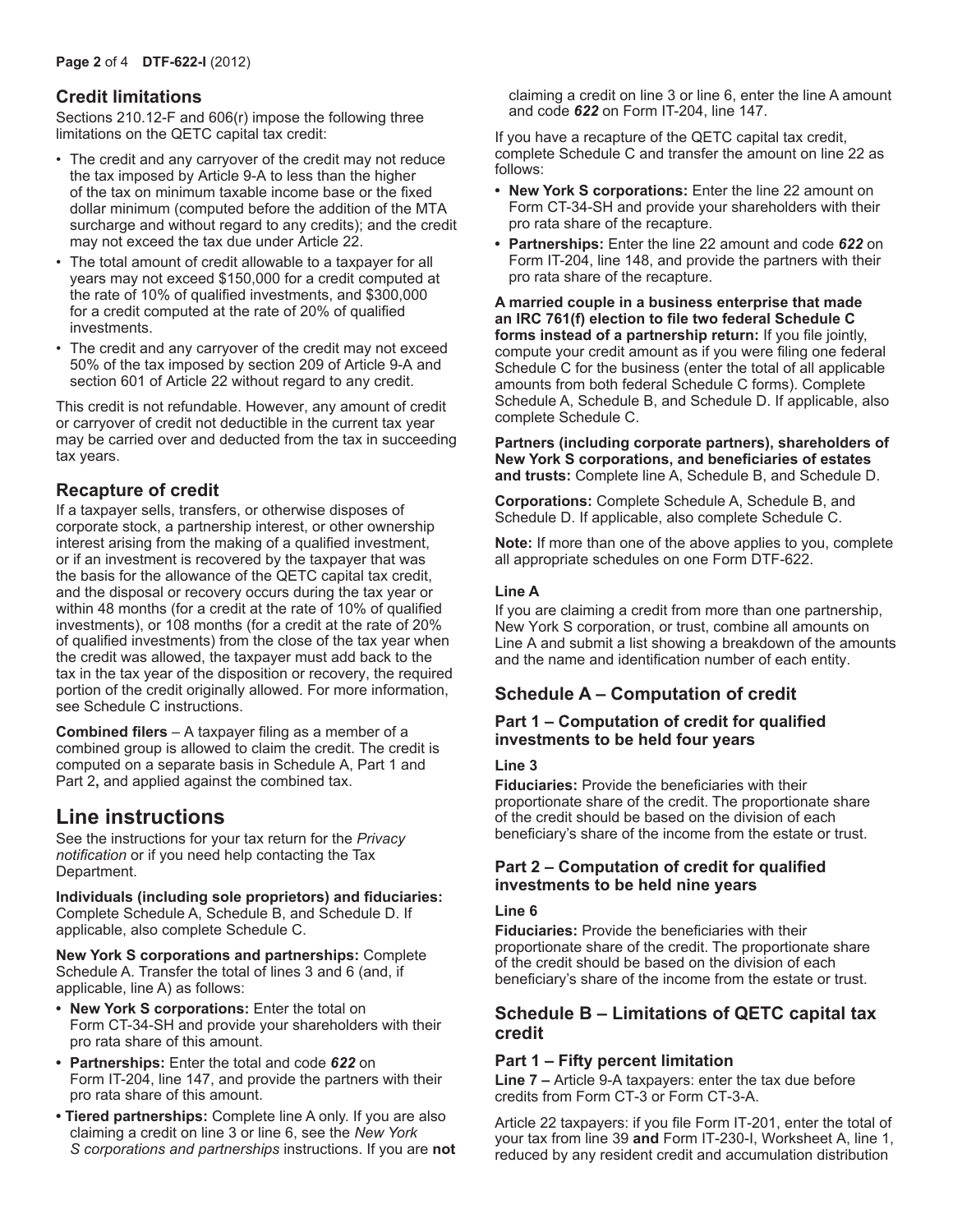## Credit limitations

Sections 210.12-F and 606(r) impose the following three limitations on the QETC capital tax credit:

- The credit and any carryover of the credit may not reduce the tax imposed by Article 9-A to less than the higher of the tax on minimum taxable income base or the fixed dollar minimum (computed before the addition of the MTA surcharge and without regard to any credits); and the credit may not exceed the tax due under Article 22.
- The total amount of credit allowable to a taxpayer for all years may not exceed $150,000 for a credit computed at the rate of 10% of qualified investments, and $300,000 for a credit computed at the rate of 20% of qualified investments.
- The credit and any carryover of the credit may not exceed 50% of the tax imposed by section 209 of Article 9-A and section 601 of Article 22 without regard to any credit.

This credit is not refundable. However, any amount of credit or carryover of credit not deductible in the current tax year may be carried over and deducted from the tax in succeeding tax years.

## Recapture of credit

If a taxpayer sells, transfers, or otherwise disposes of corporate stock, a partnership interest, or other ownership interest arising from the making of a qualified investment, or if an investment is recovered by the taxpayer that was the basis for the allowance of the QETC capital tax credit, and the disposal or recovery occurs during the tax year or within 48 months (for a credit at the rate of 10% of qualified investments), or 108 months (for a credit at the rate of 20% of qualified investments) from the close of the tax year when the credit was allowed, the taxpayer must add back to the tax in the tax year of the disposition or recovery, the required portion of the credit originally allowed. For more information, see Schedule C instructions.

**Combined filers** – A taxpayer filing as a member of a combined group is allowed to claim the credit. The credit is computed on a separate basis in Schedule A, Part 1 and Part 2**,** and applied against the combined tax.

# Line instructions

See the instructions for your tax return for the *Privacy notification* or if you need help contacting the Tax Department.

**Individuals (including sole proprietors) and fiduciaries:** Complete Schedule A, Schedule B, and Schedule D. If applicable, also complete Schedule C.

**New York S corporations and partnerships:** Complete Schedule A. Transfer the total of lines 3 and 6 (and, if applicable, line A) as follows:

- **New York S corporations:** Enter the total on Form CT-34-SH and provide your shareholders with their pro rata share of this amount.
- **Partnerships:** Enter the total and code ***622*** on Form IT-204, line 147, and provide the partners with their pro rata share of this amount.
- **Tiered partnerships:** Complete line A only. If you are also claiming a credit on line 3 or line 6, see the *New York S corporations and partnerships* instructions. If you are **not** claiming a credit on line 3 or line 6, enter the line A amount and code ***622*** on Form IT-204, line 147.

If you have a recapture of the QETC capital tax credit, complete Schedule C and transfer the amount on line 22 as follows:

- **New York S corporations:** Enter the line 22 amount on Form CT-34-SH and provide your shareholders with their pro rata share of the recapture.
- **Partnerships:** Enter the line 22 amount and code ***622*** on Form IT-204, line 148, and provide the partners with their pro rata share of the recapture.

**A married couple in a business enterprise that made an IRC 761(f) election to file two federal Schedule C forms instead of a partnership return:** If you file jointly, compute your credit amount as if you were filing one federal Schedule C for the business (enter the total of all applicable amounts from both federal Schedule C forms). Complete Schedule A, Schedule B, and Schedule D. If applicable, also complete Schedule C.

**Partners (including corporate partners), shareholders of New York S corporations, and beneficiaries of estates and trusts:** Complete line A, Schedule B, and Schedule D.

**Corporations:** Complete Schedule A, Schedule B, and Schedule D. If applicable, also complete Schedule C.

**Note:** If more than one of the above applies to you, complete all appropriate schedules on one Form DTF-622.

#### Line A

If you are claiming a credit from more than one partnership, New York S corporation, or trust, combine all amounts on Line A and submit a list showing a breakdown of the amounts and the name and identification number of each entity.

## Schedule A – Computation of credit

### Part 1 – Computation of credit for qualified investments to be held four years

#### Line 3

**Fiduciaries:** Provide the beneficiaries with their proportionate share of the credit. The proportionate share of the credit should be based on the division of each beneficiary's share of the income from the estate or trust.

### Part 2 – Computation of credit for qualified investments to be held nine years

#### Line 6

**Fiduciaries:** Provide the beneficiaries with their proportionate share of the credit. The proportionate share of the credit should be based on the division of each beneficiary's share of the income from the estate or trust.

## Schedule B – Limitations of QETC capital tax credit

### Part 1 – Fifty percent limitation

**Line 7 –** Article 9-A taxpayers: enter the tax due before credits from Form CT-3 or Form CT-3-A.

Article 22 taxpayers: if you file Form IT-201, enter the total of your tax from line 39 **and** Form IT-230-I, Worksheet A, line 1, reduced by any resident credit and accumulation distribution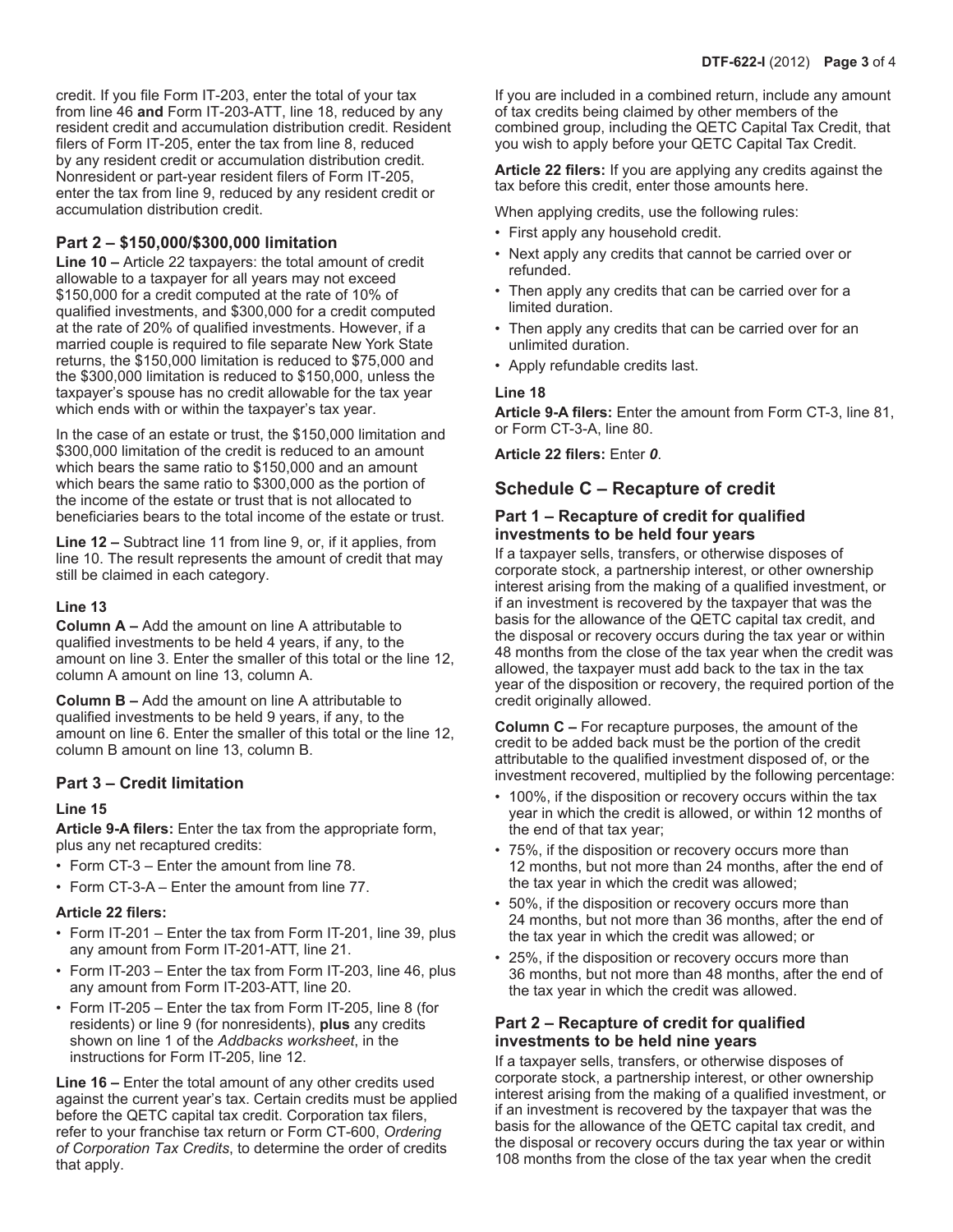credit. If you file Form IT-203, enter the total of your tax from line 46 **and** Form IT-203-ATT, line 18, reduced by any resident credit and accumulation distribution credit. Resident filers of Form IT-205, enter the tax from line 8, reduced by any resident credit or accumulation distribution credit. Nonresident or part-year resident filers of Form IT-205, enter the tax from line 9, reduced by any resident credit or accumulation distribution credit.

### Part 2 – $150,000/$300,000 limitation

**Line 10 –** Article 22 taxpayers: the total amount of credit allowable to a taxpayer for all years may not exceed $150,000 for a credit computed at the rate of 10% of qualified investments, and $300,000 for a credit computed at the rate of 20% of qualified investments. However, if a married couple is required to file separate New York State returns, the $150,000 limitation is reduced to $75,000 and the $300,000 limitation is reduced to $150,000, unless the taxpayer's spouse has no credit allowable for the tax year which ends with or within the taxpayer's tax year.

In the case of an estate or trust, the $150,000 limitation and $300,000 limitation of the credit is reduced to an amount which bears the same ratio to $150,000 and an amount which bears the same ratio to $300,000 as the portion of the income of the estate or trust that is not allocated to beneficiaries bears to the total income of the estate or trust.

**Line 12 –** Subtract line 11 from line 9, or, if it applies, from line 10. The result represents the amount of credit that may still be claimed in each category.

**Line 13**

**Column A –** Add the amount on line A attributable to qualified investments to be held 4 years, if any, to the amount on line 3. Enter the smaller of this total or the line 12, column A amount on line 13, column A.

**Column B –** Add the amount on line A attributable to qualified investments to be held 9 years, if any, to the amount on line 6. Enter the smaller of this total or the line 12, column B amount on line 13, column B.

### Part 3 – Credit limitation

**Line 15**

**Article 9-A filers:** Enter the tax from the appropriate form, plus any net recaptured credits:

- Form CT-3 – Enter the amount from line 78.
- Form CT-3-A – Enter the amount from line 77.

**Article 22 filers:**

- Form IT-201 – Enter the tax from Form IT-201, line 39, plus any amount from Form IT-201-ATT, line 21.
- Form IT-203 – Enter the tax from Form IT-203, line 46, plus any amount from Form IT-203-ATT, line 20.
- Form IT-205 – Enter the tax from Form IT-205, line 8 (for residents) or line 9 (for nonresidents), **plus** any credits shown on line 1 of the *Addbacks worksheet*, in the instructions for Form IT-205, line 12.

**Line 16 –** Enter the total amount of any other credits used against the current year's tax. Certain credits must be applied before the QETC capital tax credit. Corporation tax filers, refer to your franchise tax return or Form CT-600, *Ordering of Corporation Tax Credits*, to determine the order of credits that apply.

If you are included in a combined return, include any amount of tax credits being claimed by other members of the combined group, including the QETC Capital Tax Credit, that you wish to apply before your QETC Capital Tax Credit.

**Article 22 filers:** If you are applying any credits against the tax before this credit, enter those amounts here.

When applying credits, use the following rules:

- First apply any household credit.
- Next apply any credits that cannot be carried over or refunded.
- Then apply any credits that can be carried over for a limited duration.
- Then apply any credits that can be carried over for an unlimited duration.
- Apply refundable credits last.

**Line 18**

**Article 9-A filers:** Enter the amount from Form CT-3, line 81, or Form CT-3-A, line 80.

**Article 22 filers:** Enter ***0***.

## Schedule C – Recapture of credit

### Part 1 – Recapture of credit for qualified investments to be held four years

If a taxpayer sells, transfers, or otherwise disposes of corporate stock, a partnership interest, or other ownership interest arising from the making of a qualified investment, or if an investment is recovered by the taxpayer that was the basis for the allowance of the QETC capital tax credit, and the disposal or recovery occurs during the tax year or within 48 months from the close of the tax year when the credit was allowed, the taxpayer must add back to the tax in the tax year of the disposition or recovery, the required portion of the credit originally allowed.

**Column C –** For recapture purposes, the amount of the credit to be added back must be the portion of the credit attributable to the qualified investment disposed of, or the investment recovered, multiplied by the following percentage:

- 100%, if the disposition or recovery occurs within the tax year in which the credit is allowed, or within 12 months of the end of that tax year;
- 75%, if the disposition or recovery occurs more than 12 months, but not more than 24 months, after the end of the tax year in which the credit was allowed;
- 50%, if the disposition or recovery occurs more than 24 months, but not more than 36 months, after the end of the tax year in which the credit was allowed; or
- 25%, if the disposition or recovery occurs more than 36 months, but not more than 48 months, after the end of the tax year in which the credit was allowed.

### Part 2 – Recapture of credit for qualified investments to be held nine years

If a taxpayer sells, transfers, or otherwise disposes of corporate stock, a partnership interest, or other ownership interest arising from the making of a qualified investment, or if an investment is recovered by the taxpayer that was the basis for the allowance of the QETC capital tax credit, and the disposal or recovery occurs during the tax year or within 108 months from the close of the tax year when the credit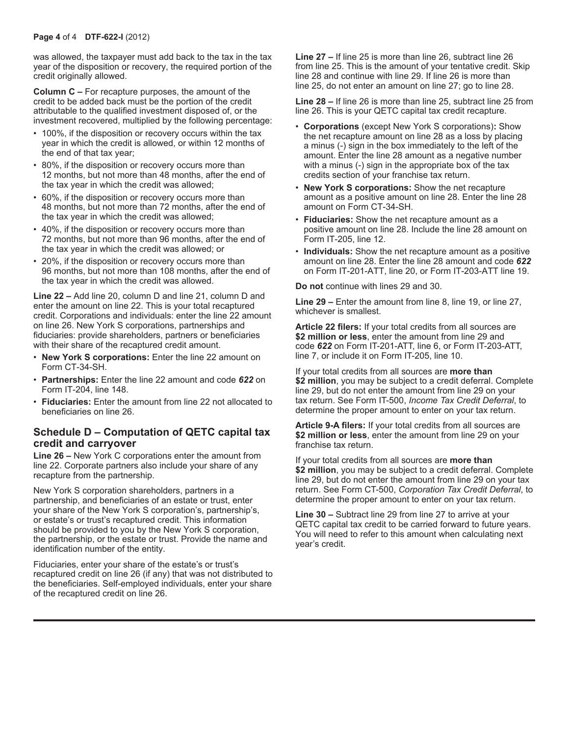was allowed, the taxpayer must add back to the tax in the tax year of the disposition or recovery, the required portion of the credit originally allowed.

**Column C –** For recapture purposes, the amount of the credit to be added back must be the portion of the credit attributable to the qualified investment disposed of, or the investment recovered, multiplied by the following percentage:

- 100%, if the disposition or recovery occurs within the tax year in which the credit is allowed, or within 12 months of the end of that tax year;
- 80%, if the disposition or recovery occurs more than 12 months, but not more than 48 months, after the end of the tax year in which the credit was allowed;
- 60%, if the disposition or recovery occurs more than 48 months, but not more than 72 months, after the end of the tax year in which the credit was allowed;
- 40%, if the disposition or recovery occurs more than 72 months, but not more than 96 months, after the end of the tax year in which the credit was allowed; or
- 20%, if the disposition or recovery occurs more than 96 months, but not more than 108 months, after the end of the tax year in which the credit was allowed.

**Line 22 –** Add line 20, column D and line 21, column D and enter the amount on line 22. This is your total recaptured credit. Corporations and individuals: enter the line 22 amount on line 26. New York S corporations, partnerships and fiduciaries: provide shareholders, partners or beneficiaries with their share of the recaptured credit amount.

- **New York S corporations:** Enter the line 22 amount on Form CT-34-SH.
- **Partnerships:** Enter the line 22 amount and code ***622*** on Form IT-204, line 148.
- **Fiduciaries:** Enter the amount from line 22 not allocated to beneficiaries on line 26.

## Schedule D – Computation of QETC capital tax credit and carryover

**Line 26 –** New York C corporations enter the amount from line 22. Corporate partners also include your share of any recapture from the partnership.

New York S corporation shareholders, partners in a partnership, and beneficiaries of an estate or trust, enter your share of the New York S corporation's, partnership's, or estate's or trust's recaptured credit. This information should be provided to you by the New York S corporation, the partnership, or the estate or trust. Provide the name and identification number of the entity.

Fiduciaries, enter your share of the estate's or trust's recaptured credit on line 26 (if any) that was not distributed to the beneficiaries. Self-employed individuals, enter your share of the recaptured credit on line 26.

**Line 27 –** If line 25 is more than line 26, subtract line 26 from line 25. This is the amount of your tentative credit. Skip line 28 and continue with line 29. If line 26 is more than line 25, do not enter an amount on line 27; go to line 28.

**Line 28 –** If line 26 is more than line 25, subtract line 25 from line 26. This is your QETC capital tax credit recapture.

- **Corporations** (except New York S corporations)**:** Show the net recapture amount on line 28 as a loss by placing a minus (-) sign in the box immediately to the left of the amount. Enter the line 28 amount as a negative number with a minus (-) sign in the appropriate box of the tax credits section of your franchise tax return.
- **New York S corporations:** Show the net recapture amount as a positive amount on line 28. Enter the line 28 amount on Form CT-34-SH.
- **Fiduciaries:** Show the net recapture amount as a positive amount on line 28. Include the line 28 amount on Form IT-205, line 12.
- **Individuals:** Show the net recapture amount as a positive amount on line 28. Enter the line 28 amount and code ***622*** on Form IT-201-ATT, line 20, or Form IT-203-ATT line 19.

**Do not** continue with lines 29 and 30.

**Line 29 –** Enter the amount from line 8, line 19, or line 27, whichever is smallest.

**Article 22 filers:** If your total credits from all sources are **$2 million or less**, enter the amount from line 29 and code ***622*** on Form IT-201-ATT, line 6, or Form IT-203-ATT, line 7, or include it on Form IT-205, line 10.

If your total credits from all sources are **more than $2 million**, you may be subject to a credit deferral. Complete line 29, but do not enter the amount from line 29 on your tax return. See Form IT-500, *Income Tax Credit Deferral*, to determine the proper amount to enter on your tax return.

**Article 9-A filers:** If your total credits from all sources are **$2 million or less**, enter the amount from line 29 on your franchise tax return.

If your total credits from all sources are **more than $2 million**, you may be subject to a credit deferral. Complete line 29, but do not enter the amount from line 29 on your tax return. See Form CT-500, *Corporation Tax Credit Deferral*, to determine the proper amount to enter on your tax return.

**Line 30 –** Subtract line 29 from line 27 to arrive at your QETC capital tax credit to be carried forward to future years. You will need to refer to this amount when calculating next year's credit.